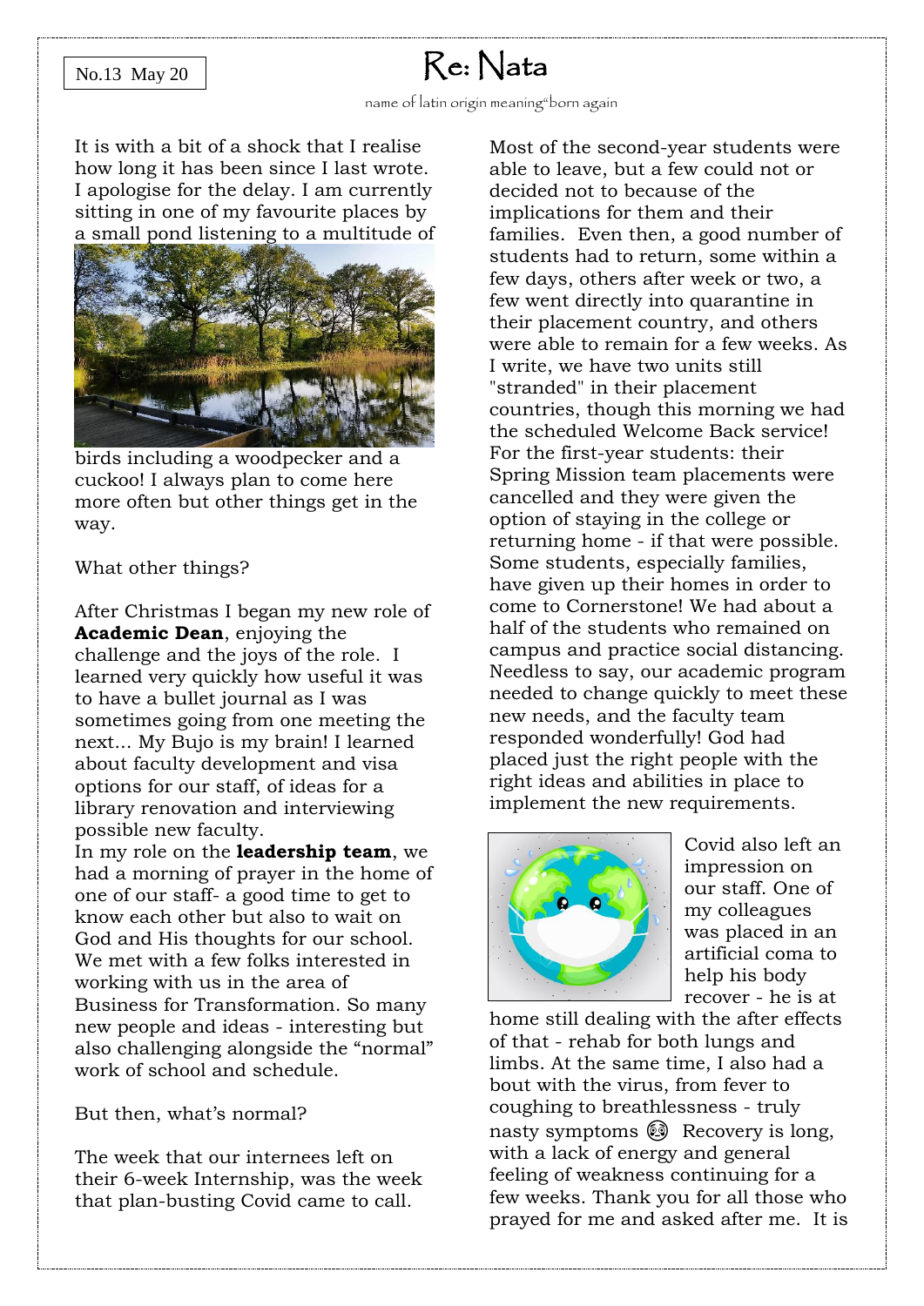No.13 May 20

# Re: Nata

name of latin origin meaning"born again

It is with a bit of a shock that I realise how long it has been since I last wrote. I apologise for the delay. I am currently sitting in one of my favourite places by a small pond listening to a multitude of birds including a woodpecker and a cuckoo! I always plan to come here more often but other things get in the way.

What other things?

After Christmas I began my new role of **Academic Dean**, enjoying the challenge and the joys of the role. I learned very quickly how useful it was to have a bullet journal as I was sometimes going from one meeting the next... My Bujo is my brain! I learned about faculty development and visa options for our staff, of ideas for a library renovation and interviewing possible new faculty.

In my role on the **leadership team**, we had a morning of prayer in the home of one of our staff- a good time to get to know each other but also to wait on God and His thoughts for our school. We met with a few folks interested in working with us in the area of Business for Transformation. So many new people and ideas - interesting but also challenging alongside the "normal" work of school and schedule.

But then, what's normal?

The week that our internees left on their 6-week Internship, was the week that plan-busting Covid came to call.

Most of the second-year students were able to leave, but a few could not or decided not to because of the implications for them and their families. Even then, a good number of students had to return, some within a few days, others after week or two, a few went directly into quarantine in their placement country, and others were able to remain for a few weeks. As I write, we have two units still "stranded" in their placement countries, though this morning we had the scheduled Welcome Back service! For the first-year students: their Spring Mission team placements were cancelled and they were given the option of staying in the college or returning home - if that were possible. Some students, especially families, have given up their homes in order to come to Cornerstone! We had about a half of the students who remained on campus and practice social distancing. Needless to say, our academic program needed to change quickly to meet these new needs, and the faculty team responded wonderfully! God had placed just the right people with the right ideas and abilities in place to implement the new requirements.

Covid also left an impression on our staff. One of my colleagues was placed in an artificial coma to help his body recover - he is at home still dealing with the after effects of that - rehab for both lungs and limbs. At the same time, I also had a bout with the virus, from fever to coughing to breathlessness - truly nasty symptoms 😵 Recovery is long, with a lack of energy and general feeling of weakness continuing for a few weeks. Thank you for all those who prayed for me and asked after me. It is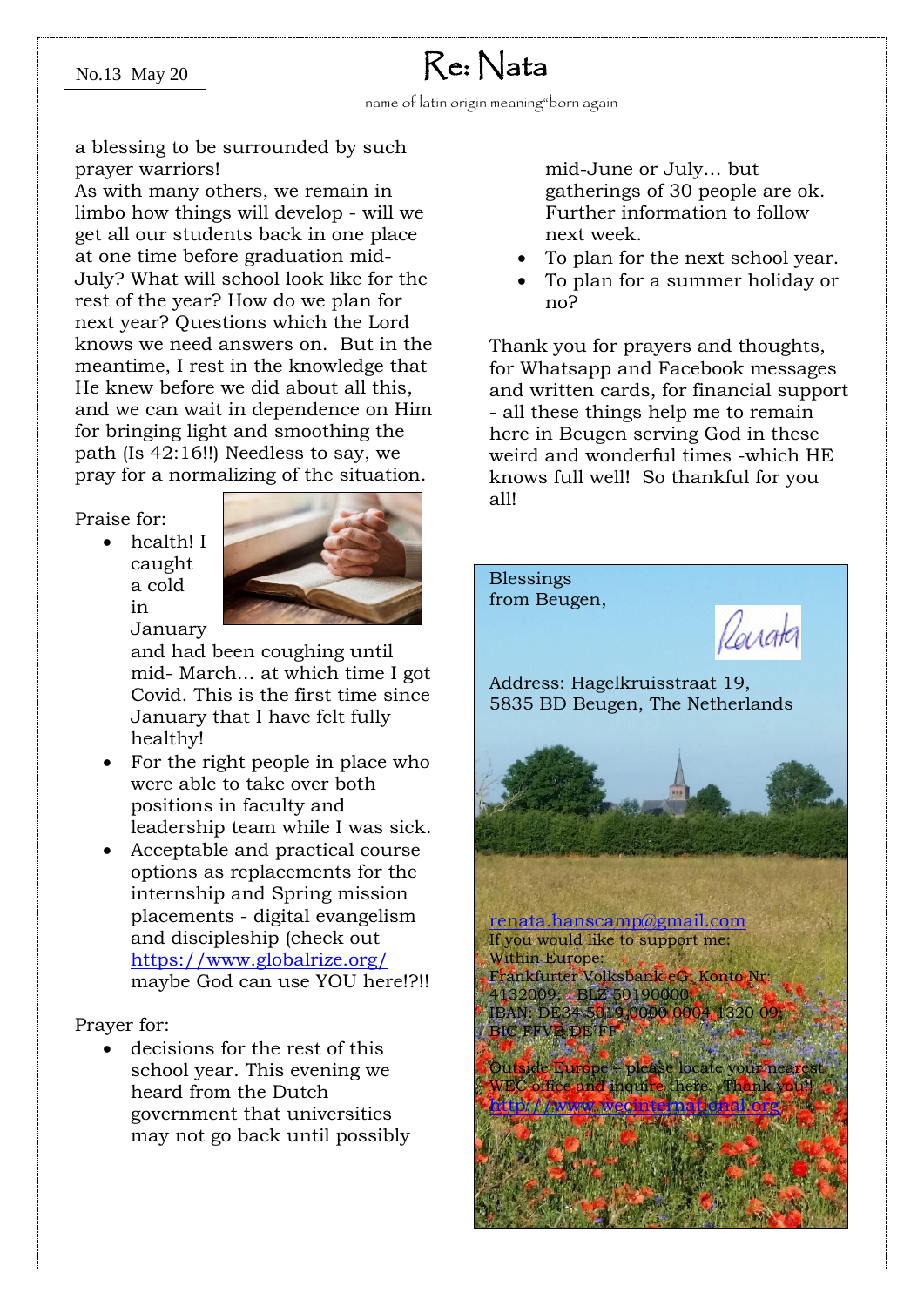a blessing to be surrounded by such prayer warriors!
As with many others, we remain in limbo how things will develop - will we get all our students back in one place at one time before graduation mid-July? What will school look like for the rest of the year? How do we plan for next year? Questions which the Lord knows we need answers on. But in the meantime, I rest in the knowledge that He knew before we did about all this, and we can wait in dependence on Him for bringing light and smoothing the path (Is 42:16!!) Needless to say, we pray for a normalizing of the situation.

Praise for:

- health! I caught a cold in January and had been coughing until mid- March… at which time I got Covid. This is the first time since January that I have felt fully healthy!
- For the right people in place who were able to take over both positions in faculty and leadership team while I was sick.
- Acceptable and practical course options as replacements for the internship and Spring mission placements - digital evangelism and discipleship (check out https://www.globalrize.org/ maybe God can use YOU here!?!!

Prayer for:

- decisions for the rest of this school year. This evening we heard from the Dutch government that universities may not go back until possibly mid-June or July… but gatherings of 30 people are ok. Further information to follow next week.
- To plan for the next school year.
- To plan for a summer holiday or no?

Thank you for prayers and thoughts, for Whatsapp and Facebook messages and written cards, for financial support - all these things help me to remain here in Beugen serving God in these weird and wonderful times -which HE knows full well! So thankful for you all!

Blessings
from Beugen,

Renata

Address: Hagelkruisstraat 19,
5835 BD Beugen, The Netherlands

renata.hanscamp@gmail.com
If you would like to support me:
Within Europe:
Frankfurter Volksbank eG; Konto Nr: 4132009; BLZ 50190000;
IBAN: DE34 5019 0000 0004 1320 09;
BIC FFVB DE FF

Outside Europe – please locate your nearest WEC office and inquire there - Thank you!!
http://www.wecinternational.org